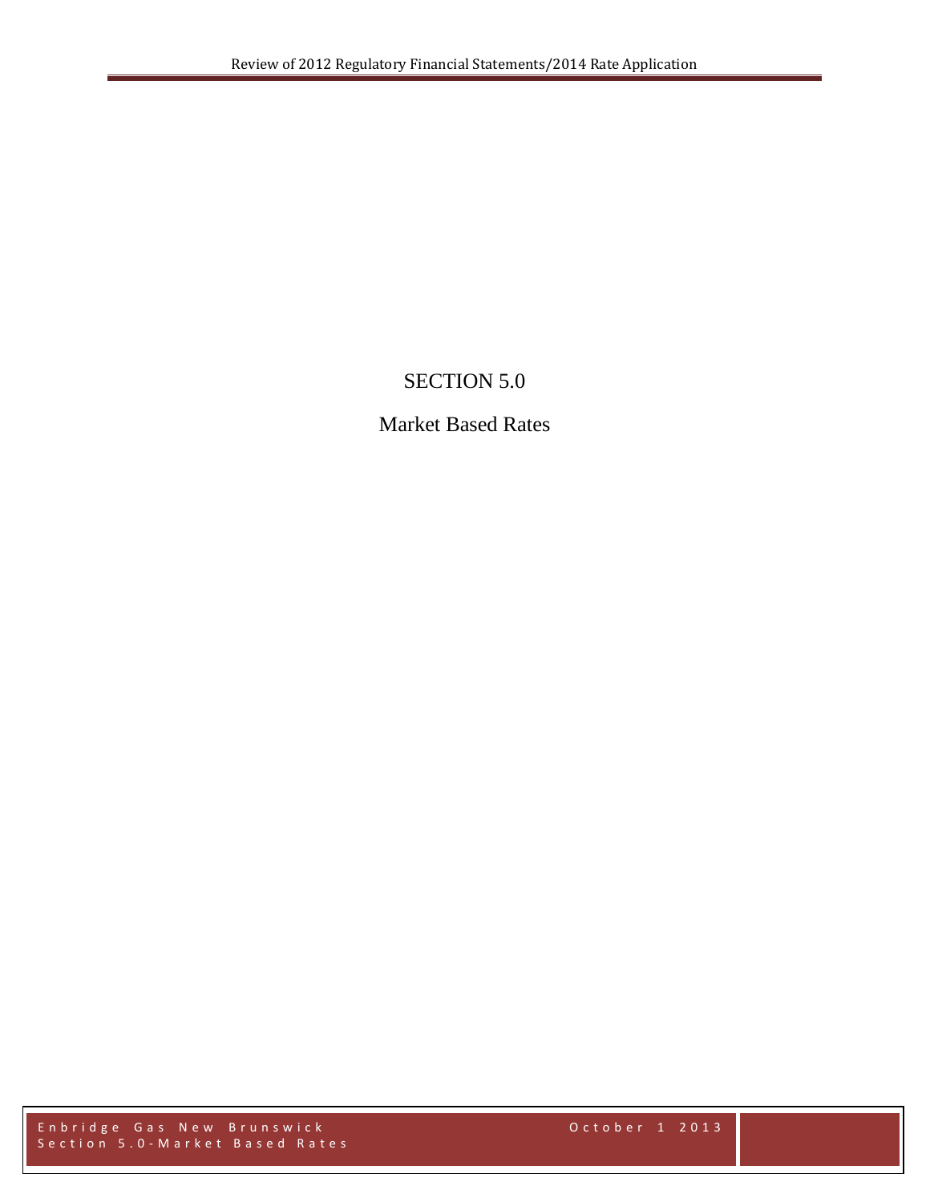# SECTION 5.0

## Market Based Rates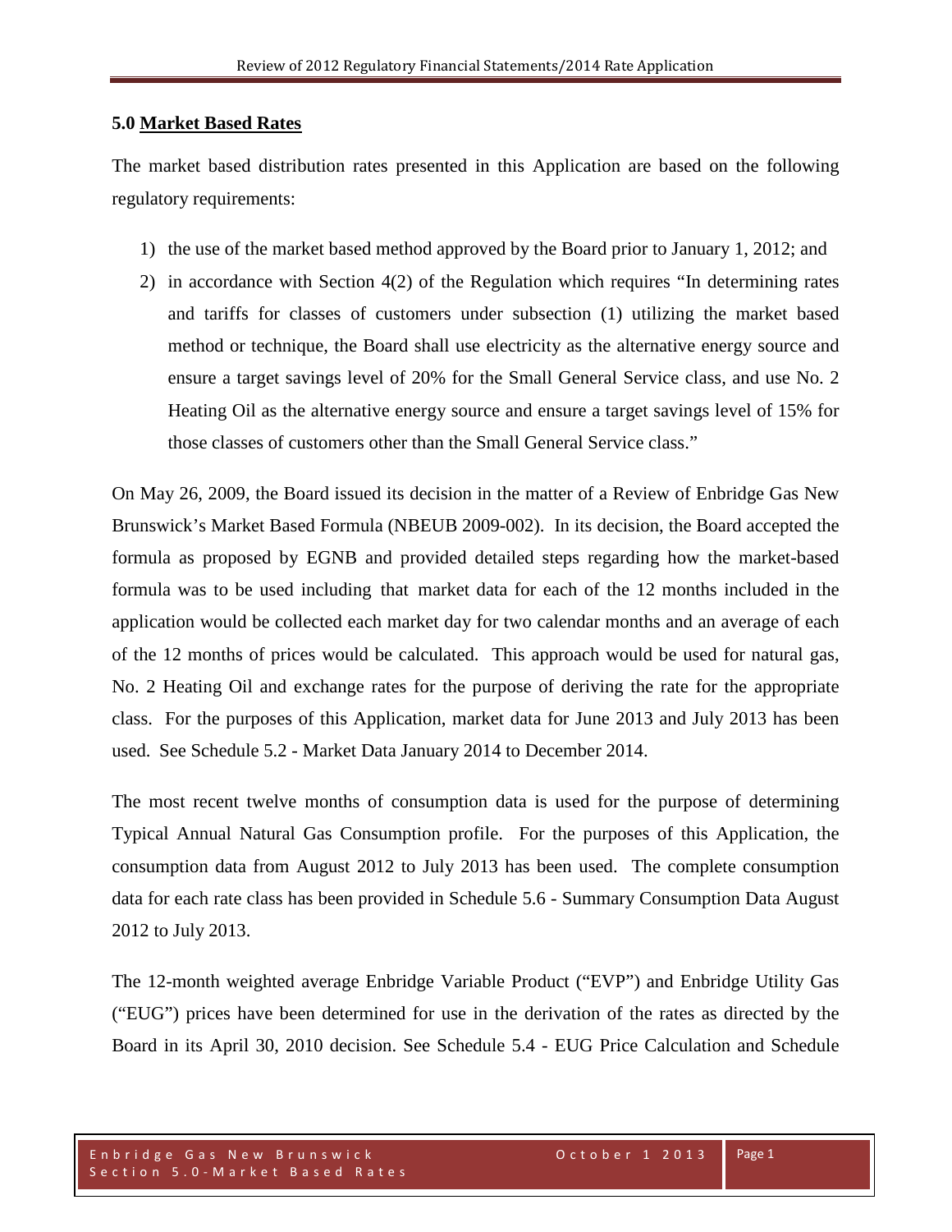## 5.0 Market Based Rates

The market based distribution rates presented in this Application are based on the following regulatory requirements:

1) the use of the market based method approved by the Board prior to January 1, 2012; and
2) in accordance with Section 4(2) of the Regulation which requires "In determining rates and tariffs for classes of customers under subsection (1) utilizing the market based method or technique, the Board shall use electricity as the alternative energy source and ensure a target savings level of 20% for the Small General Service class, and use No. 2 Heating Oil as the alternative energy source and ensure a target savings level of 15% for those classes of customers other than the Small General Service class."

On May 26, 2009, the Board issued its decision in the matter of a Review of Enbridge Gas New Brunswick's Market Based Formula (NBEUB 2009-002). In its decision, the Board accepted the formula as proposed by EGNB and provided detailed steps regarding how the market-based formula was to be used including that market data for each of the 12 months included in the application would be collected each market day for two calendar months and an average of each of the 12 months of prices would be calculated. This approach would be used for natural gas, No. 2 Heating Oil and exchange rates for the purpose of deriving the rate for the appropriate class. For the purposes of this Application, market data for June 2013 and July 2013 has been used. See Schedule 5.2 - Market Data January 2014 to December 2014.

The most recent twelve months of consumption data is used for the purpose of determining Typical Annual Natural Gas Consumption profile. For the purposes of this Application, the consumption data from August 2012 to July 2013 has been used. The complete consumption data for each rate class has been provided in Schedule 5.6 - Summary Consumption Data August 2012 to July 2013.

The 12-month weighted average Enbridge Variable Product ("EVP") and Enbridge Utility Gas ("EUG") prices have been determined for use in the derivation of the rates as directed by the Board in its April 30, 2010 decision. See Schedule 5.4 - EUG Price Calculation and Schedule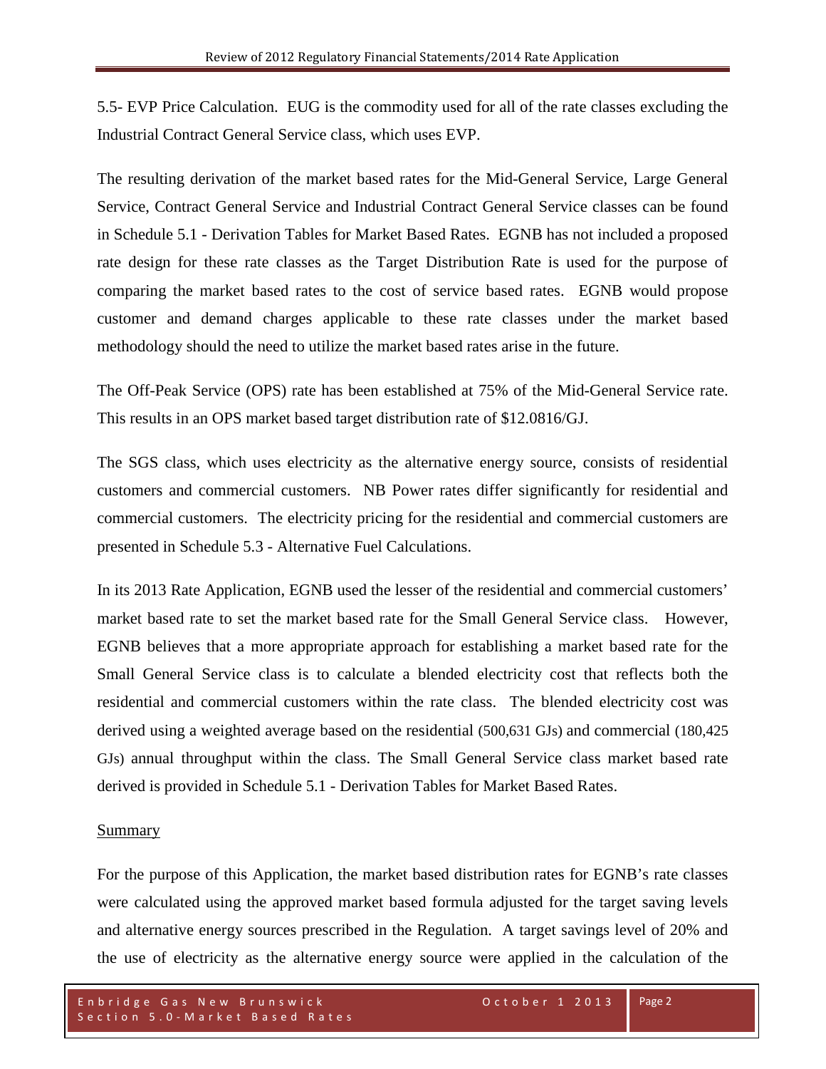5.5- EVP Price Calculation. EUG is the commodity used for all of the rate classes excluding the Industrial Contract General Service class, which uses EVP.

The resulting derivation of the market based rates for the Mid-General Service, Large General Service, Contract General Service and Industrial Contract General Service classes can be found in Schedule 5.1 - Derivation Tables for Market Based Rates. EGNB has not included a proposed rate design for these rate classes as the Target Distribution Rate is used for the purpose of comparing the market based rates to the cost of service based rates. EGNB would propose customer and demand charges applicable to these rate classes under the market based methodology should the need to utilize the market based rates arise in the future.

The Off-Peak Service (OPS) rate has been established at 75% of the Mid-General Service rate. This results in an OPS market based target distribution rate of \$12.0816/GJ.

The SGS class, which uses electricity as the alternative energy source, consists of residential customers and commercial customers. NB Power rates differ significantly for residential and commercial customers. The electricity pricing for the residential and commercial customers are presented in Schedule 5.3 - Alternative Fuel Calculations.

In its 2013 Rate Application, EGNB used the lesser of the residential and commercial customers' market based rate to set the market based rate for the Small General Service class. However, EGNB believes that a more appropriate approach for establishing a market based rate for the Small General Service class is to calculate a blended electricity cost that reflects both the residential and commercial customers within the rate class. The blended electricity cost was derived using a weighted average based on the residential (500,631 GJs) and commercial (180,425 GJs) annual throughput within the class. The Small General Service class market based rate derived is provided in Schedule 5.1 - Derivation Tables for Market Based Rates.

## Summary

For the purpose of this Application, the market based distribution rates for EGNB's rate classes were calculated using the approved market based formula adjusted for the target saving levels and alternative energy sources prescribed in the Regulation. A target savings level of 20% and the use of electricity as the alternative energy source were applied in the calculation of the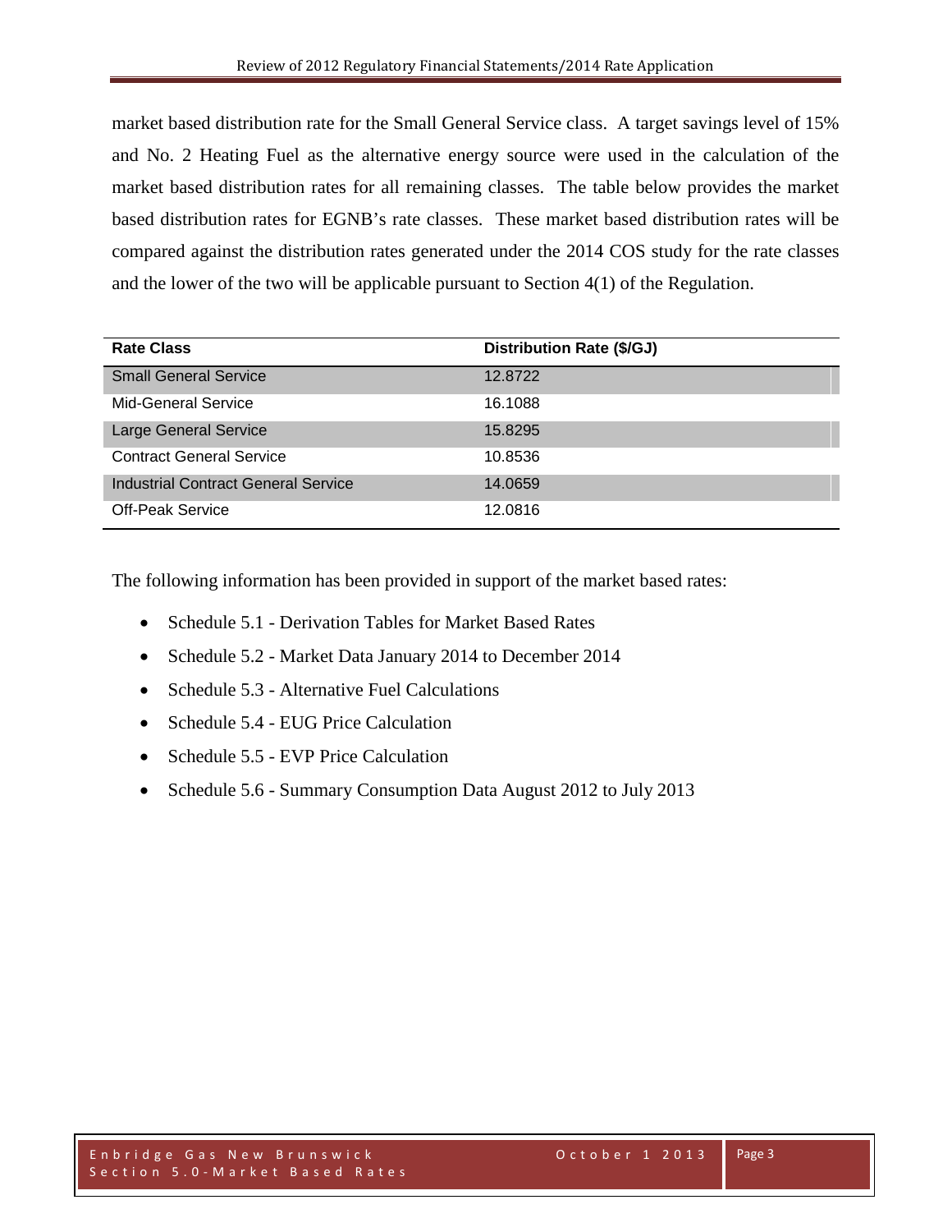market based distribution rate for the Small General Service class. A target savings level of 15% and No. 2 Heating Fuel as the alternative energy source were used in the calculation of the market based distribution rates for all remaining classes. The table below provides the market based distribution rates for EGNB's rate classes. These market based distribution rates will be compared against the distribution rates generated under the 2014 COS study for the rate classes and the lower of the two will be applicable pursuant to Section 4(1) of the Regulation.

| Rate Class | Distribution Rate ($/GJ) |
| --- | --- |
| Small General Service | 12.8722 |
| Mid-General Service | 16.1088 |
| Large General Service | 15.8295 |
| Contract General Service | 10.8536 |
| Industrial Contract General Service | 14.0659 |
| Off-Peak Service | 12.0816 |

The following information has been provided in support of the market based rates:

- Schedule 5.1 - Derivation Tables for Market Based Rates
- Schedule 5.2 - Market Data January 2014 to December 2014
- Schedule 5.3 - Alternative Fuel Calculations
- Schedule 5.4 - EUG Price Calculation
- Schedule 5.5 - EVP Price Calculation
- Schedule 5.6 - Summary Consumption Data August 2012 to July 2013